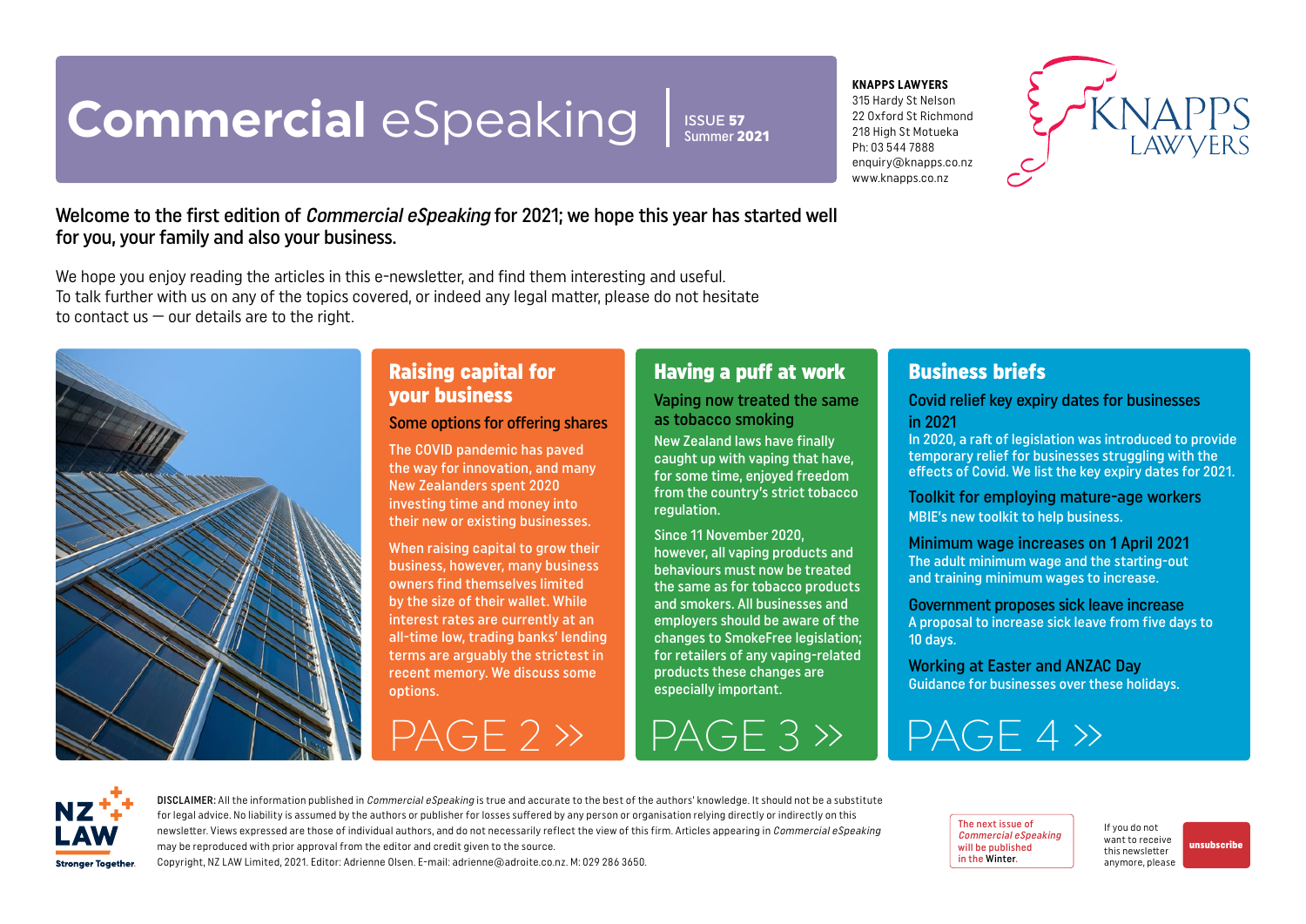# **Commercial** eSpeaking

ISSUE **57**
Summer **2021**

**KNAPPS LAWYERS**
315 Hardy St Nelson
22 Oxford St Richmond
218 High St Motueka
Ph: 03 544 7888
enquiry@knapps.co.nz
www.knapps.co.nz

**Welcome to the first edition of *Commercial eSpeaking* for 2021; we hope this year has started well for you, your family and also your business.**

We hope you enjoy reading the articles in this e-newsletter, and find them interesting and useful. To talk further with us on any of the topics covered, or indeed any legal matter, please do not hesitate to contact us — our details are to the right.

## Raising capital for your business

### Some options for offering shares

The COVID pandemic has paved the way for innovation, and many New Zealanders spent 2020 investing time and money into their new or existing businesses.

When raising capital to grow their business, however, many business owners find themselves limited by the size of their wallet. While interest rates are currently at an all-time low, trading banks' lending terms are arguably the strictest in recent memory. We discuss some options.

PAGE 2 »

## Having a puff at work

### Vaping now treated the same as tobacco smoking

New Zealand laws have finally caught up with vaping that have, for some time, enjoyed freedom from the country's strict tobacco regulation.

Since 11 November 2020, however, all vaping products and behaviours must now be treated the same as for tobacco products and smokers. All businesses and employers should be aware of the changes to SmokeFree legislation; for retailers of any vaping-related products these changes are especially important.

PAGE 3 »

## Business briefs

### Covid relief key expiry dates for businesses in 2021

In 2020, a raft of legislation was introduced to provide temporary relief for businesses struggling with the effects of Covid. We list the key expiry dates for 2021.

### Toolkit for employing mature-age workers

MBIE's new toolkit to help business.

### Minimum wage increases on 1 April 2021

The adult minimum wage and the starting-out and training minimum wages to increase.

### Government proposes sick leave increase

A proposal to increase sick leave from five days to 10 days.

### Working at Easter and ANZAC Day

Guidance for businesses over these holidays.

PAGE 4 »

NZ LAW Stronger Together.

**DISCLAIMER:** All the information published in *Commercial eSpeaking* is true and accurate to the best of the authors' knowledge. It should not be a substitute for legal advice. No liability is assumed by the authors or publisher for losses suffered by any person or organisation relying directly or indirectly on this newsletter. Views expressed are those of individual authors, and do not necessarily reflect the view of this firm. Articles appearing in *Commercial eSpeaking* may be reproduced with prior approval from the editor and credit given to the source.
Copyright, NZ LAW Limited, 2021. Editor: Adrienne Olsen. E-mail: adrienne@adroite.co.nz. M: 029 286 3650.

The next issue of *Commercial eSpeaking* will be published in the **Winter**.

If you do not want to receive this newsletter anymore, please **unsubscribe**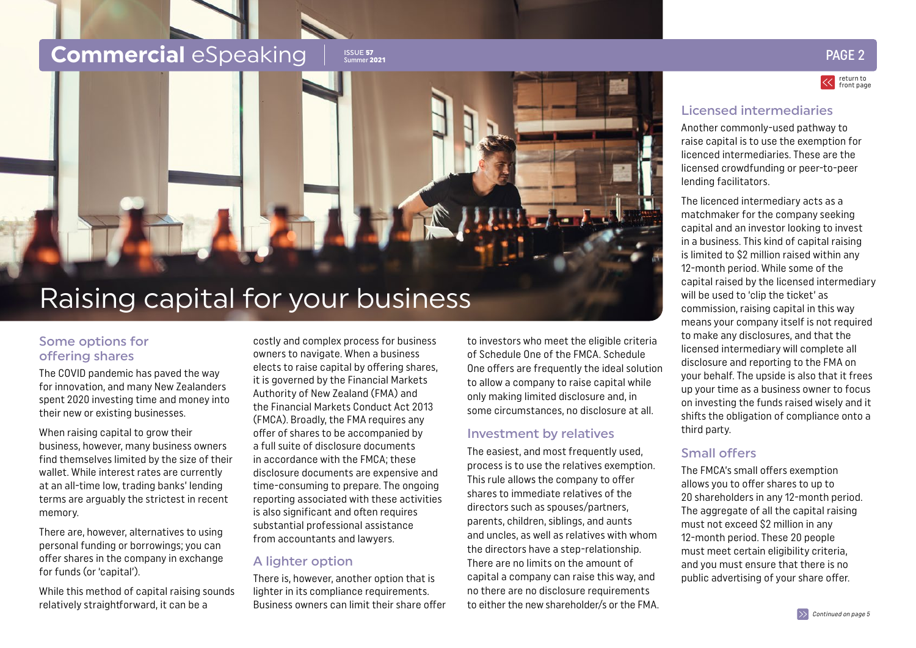# Raising capital for your business

## Some options for offering shares

The COVID pandemic has paved the way for innovation, and many New Zealanders spent 2020 investing time and money into their new or existing businesses.

When raising capital to grow their business, however, many business owners find themselves limited by the size of their wallet. While interest rates are currently at an all-time low, trading banks' lending terms are arguably the strictest in recent memory.

There are, however, alternatives to using personal funding or borrowings; you can offer shares in the company in exchange for funds (or 'capital').

While this method of capital raising sounds relatively straightforward, it can be a costly and complex process for business owners to navigate. When a business elects to raise capital by offering shares, it is governed by the Financial Markets Authority of New Zealand (FMA) and the Financial Markets Conduct Act 2013 (FMCA). Broadly, the FMA requires any offer of shares to be accompanied by a full suite of disclosure documents in accordance with the FMCA; these disclosure documents are expensive and time-consuming to prepare. The ongoing reporting associated with these activities is also significant and often requires substantial professional assistance from accountants and lawyers.

## A lighter option

There is, however, another option that is lighter in its compliance requirements. Business owners can limit their share offer to investors who meet the eligible criteria of Schedule One of the FMCA. Schedule One offers are frequently the ideal solution to allow a company to raise capital while only making limited disclosure and, in some circumstances, no disclosure at all.

## Investment by relatives

The easiest, and most frequently used, process is to use the relatives exemption. This rule allows the company to offer shares to immediate relatives of the directors such as spouses/partners, parents, children, siblings, and aunts and uncles, as well as relatives with whom the directors have a step-relationship. There are no limits on the amount of capital a company can raise this way, and no there are no disclosure requirements to either the new shareholder/s or the FMA.

## Licensed intermediaries

Another commonly-used pathway to raise capital is to use the exemption for licenced intermediaries. These are the licensed crowdfunding or peer-to-peer lending facilitators.

The licenced intermediary acts as a matchmaker for the company seeking capital and an investor looking to invest in a business. This kind of capital raising is limited to $2 million raised within any 12-month period. While some of the capital raised by the licensed intermediary will be used to 'clip the ticket' as commission, raising capital in this way means your company itself is not required to make any disclosures, and that the licensed intermediary will complete all disclosure and reporting to the FMA on your behalf. The upside is also that it frees up your time as a business owner to focus on investing the funds raised wisely and it shifts the obligation of compliance onto a third party.

## Small offers

The FMCA's small offers exemption allows you to offer shares to up to 20 shareholders in any 12-month period. The aggregate of all the capital raising must not exceed $2 million in any 12-month period. These 20 people must meet certain eligibility criteria, and you must ensure that there is no public advertising of your share offer.

*Continued on page 5*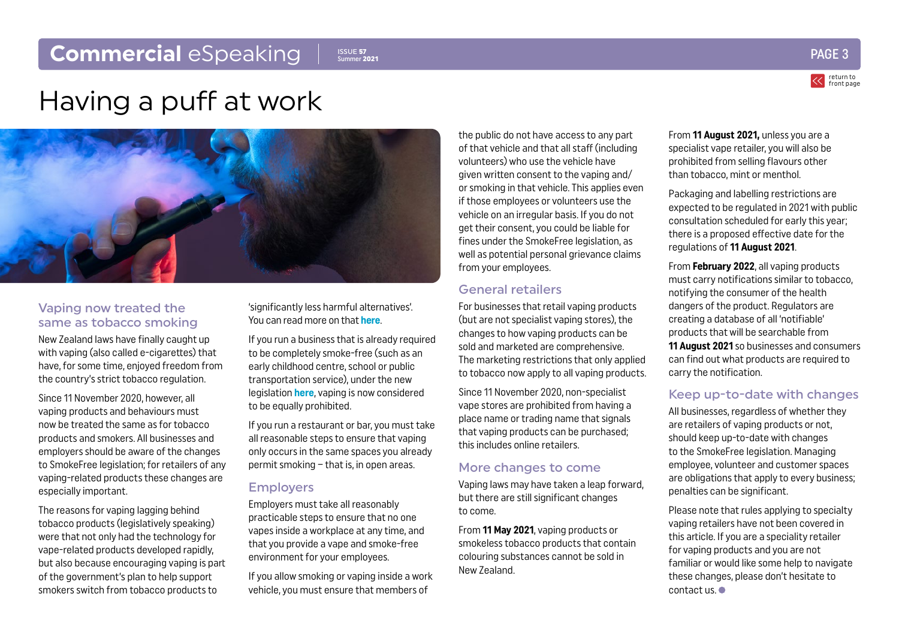# Having a puff at work

## Vaping now treated the same as tobacco smoking

New Zealand laws have finally caught up with vaping (also called e-cigarettes) that have, for some time, enjoyed freedom from the country's strict tobacco regulation.

Since 11 November 2020, however, all vaping products and behaviours must now be treated the same as for tobacco products and smokers. All businesses and employers should be aware of the changes to SmokeFree legislation; for retailers of any vaping-related products these changes are especially important.

The reasons for vaping lagging behind tobacco products (legislatively speaking) were that not only had the technology for vape-related products developed rapidly, but also because encouraging vaping is part of the government's plan to help support smokers switch from tobacco products to 'significantly less harmful alternatives'. You can read more on that **here**.

If you run a business that is already required to be completely smoke-free (such as an early childhood centre, school or public transportation service), under the new legislation **here**, vaping is now considered to be equally prohibited.

If you run a restaurant or bar, you must take all reasonable steps to ensure that vaping only occurs in the same spaces you already permit smoking – that is, in open areas.

## Employers

Employers must take all reasonably practicable steps to ensure that no one vapes inside a workplace at any time, and that you provide a vape and smoke-free environment for your employees.

If you allow smoking or vaping inside a work vehicle, you must ensure that members of the public do not have access to any part of that vehicle and that all staff (including volunteers) who use the vehicle have given written consent to the vaping and/or smoking in that vehicle. This applies even if those employees or volunteers use the vehicle on an irregular basis. If you do not get their consent, you could be liable for fines under the SmokeFree legislation, as well as potential personal grievance claims from your employees.

## General retailers

For businesses that retail vaping products (but are not specialist vaping stores), the changes to how vaping products can be sold and marketed are comprehensive. The marketing restrictions that only applied to tobacco now apply to all vaping products.

Since 11 November 2020, non-specialist vape stores are prohibited from having a place name or trading name that signals that vaping products can be purchased; this includes online retailers.

## More changes to come

Vaping laws may have taken a leap forward, but there are still significant changes to come.

From **11 May 2021**, vaping products or smokeless tobacco products that contain colouring substances cannot be sold in New Zealand.

From **11 August 2021,** unless you are a specialist vape retailer, you will also be prohibited from selling flavours other than tobacco, mint or menthol.

Packaging and labelling restrictions are expected to be regulated in 2021 with public consultation scheduled for early this year; there is a proposed effective date for the regulations of **11 August 2021**.

From **February 2022**, all vaping products must carry notifications similar to tobacco, notifying the consumer of the health dangers of the product. Regulators are creating a database of all 'notifiable' products that will be searchable from **11 August 2021** so businesses and consumers can find out what products are required to carry the notification.

## Keep up-to-date with changes

All businesses, regardless of whether they are retailers of vaping products or not, should keep up-to-date with changes to the SmokeFree legislation. Managing employee, volunteer and customer spaces are obligations that apply to every business; penalties can be significant.

Please note that rules applying to specialty vaping retailers have not been covered in this article. If you are a speciality retailer for vaping products and you are not familiar or would like some help to navigate these changes, please don't hesitate to contact us.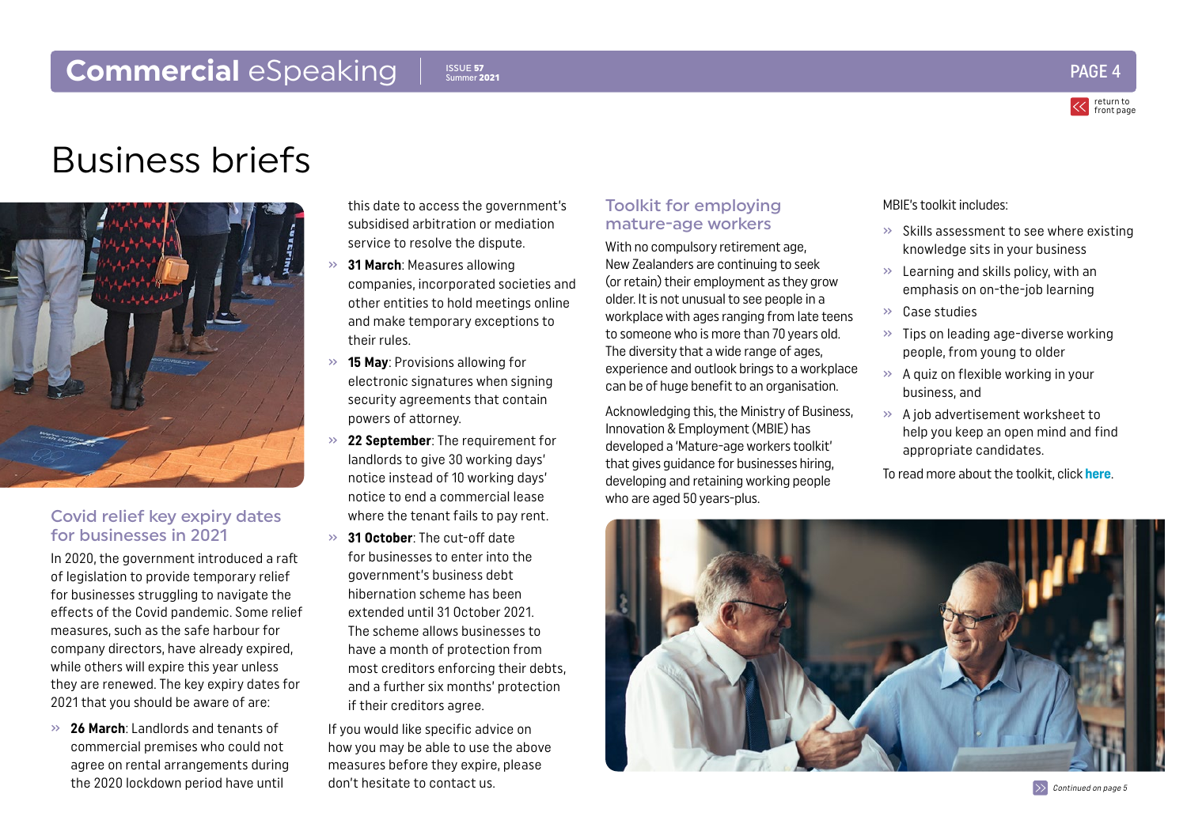# Business briefs

## Covid relief key expiry dates for businesses in 2021

In 2020, the government introduced a raft of legislation to provide temporary relief for businesses struggling to navigate the effects of the Covid pandemic. Some relief measures, such as the safe harbour for company directors, have already expired, while others will expire this year unless they are renewed. The key expiry dates for 2021 that you should be aware of are:

- **26 March**: Landlords and tenants of commercial premises who could not agree on rental arrangements during the 2020 lockdown period have until this date to access the government's subsidised arbitration or mediation service to resolve the dispute.
- **31 March**: Measures allowing companies, incorporated societies and other entities to hold meetings online and make temporary exceptions to their rules.
- **15 May**: Provisions allowing for electronic signatures when signing security agreements that contain powers of attorney.
- **22 September**: The requirement for landlords to give 30 working days' notice instead of 10 working days' notice to end a commercial lease where the tenant fails to pay rent.
- **31 October**: The cut-off date for businesses to enter into the government's business debt hibernation scheme has been extended until 31 October 2021. The scheme allows businesses to have a month of protection from most creditors enforcing their debts, and a further six months' protection if their creditors agree.

If you would like specific advice on how you may be able to use the above measures before they expire, please don't hesitate to contact us.

## Toolkit for employing mature-age workers

With no compulsory retirement age, New Zealanders are continuing to seek (or retain) their employment as they grow older. It is not unusual to see people in a workplace with ages ranging from late teens to someone who is more than 70 years old. The diversity that a wide range of ages, experience and outlook brings to a workplace can be of huge benefit to an organisation.

Acknowledging this, the Ministry of Business, Innovation & Employment (MBIE) has developed a 'Mature-age workers toolkit' that gives guidance for businesses hiring, developing and retaining working people who are aged 50 years-plus.

MBIE's toolkit includes:

- Skills assessment to see where existing knowledge sits in your business
- Learning and skills policy, with an emphasis on on-the-job learning
- Case studies
- Tips on leading age-diverse working people, from young to older
- A quiz on flexible working in your business, and
- A job advertisement worksheet to help you keep an open mind and find appropriate candidates.

To read more about the toolkit, click **here**.

*Continued on page 5*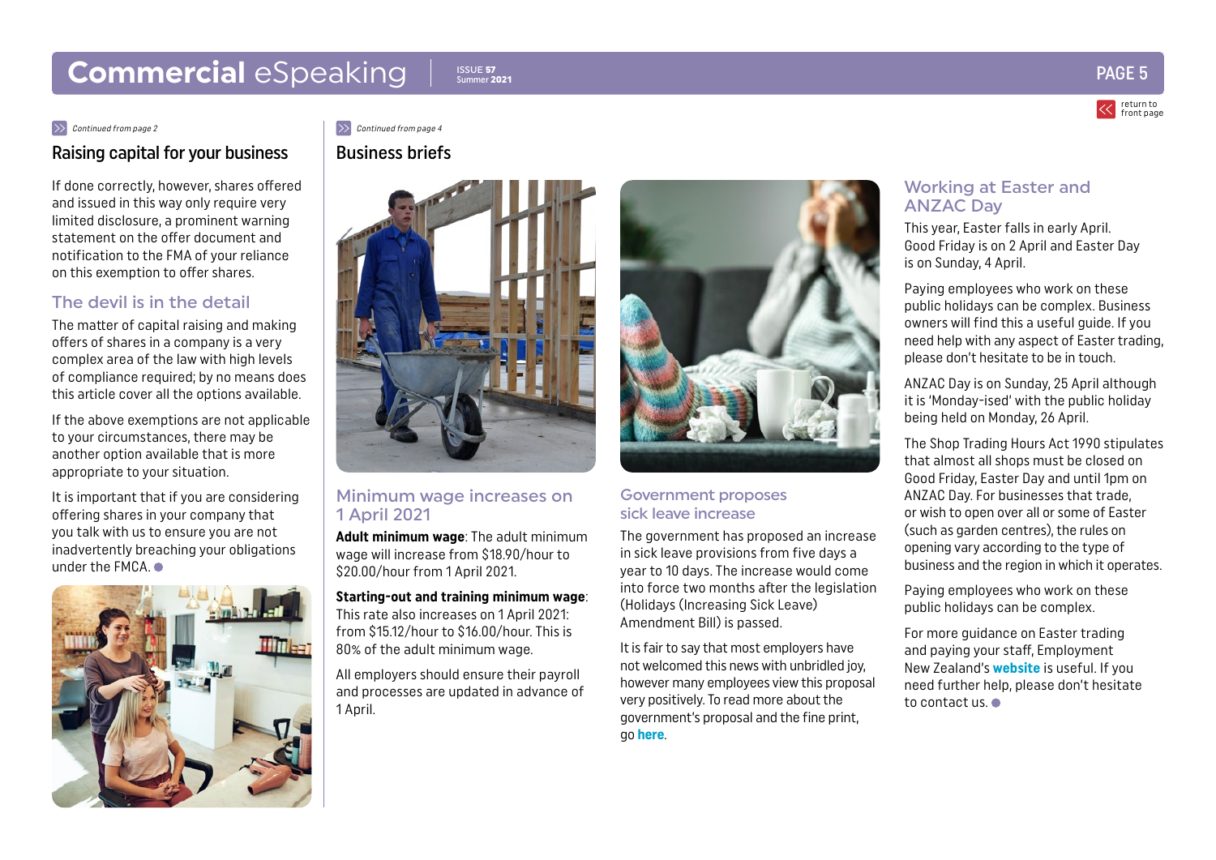*Continued from page 2*

## Raising capital for your business

If done correctly, however, shares offered and issued in this way only require very limited disclosure, a prominent warning statement on the offer document and notification to the FMA of your reliance on this exemption to offer shares.

### The devil is in the detail

The matter of capital raising and making offers of shares in a company is a very complex area of the law with high levels of compliance required; by no means does this article cover all the options available.

If the above exemptions are not applicable to your circumstances, there may be another option available that is more appropriate to your situation.

It is important that if you are considering offering shares in your company that you talk with us to ensure you are not inadvertently breaching your obligations under the FMCA.

*Continued from page 4*

## Business briefs

### Minimum wage increases on 1 April 2021

**Adult minimum wage**: The adult minimum wage will increase from $18.90/hour to $20.00/hour from 1 April 2021.

**Starting-out and training minimum wage**: This rate also increases on 1 April 2021: from $15.12/hour to $16.00/hour. This is 80% of the adult minimum wage.

All employers should ensure their payroll and processes are updated in advance of 1 April.

### Government proposes sick leave increase

The government has proposed an increase in sick leave provisions from five days a year to 10 days. The increase would come into force two months after the legislation (Holidays (Increasing Sick Leave) Amendment Bill) is passed.

It is fair to say that most employers have not welcomed this news with unbridled joy, however many employees view this proposal very positively. To read more about the government's proposal and the fine print, go **here**.

### Working at Easter and ANZAC Day

This year, Easter falls in early April. Good Friday is on 2 April and Easter Day is on Sunday, 4 April.

Paying employees who work on these public holidays can be complex. Business owners will find this a useful guide. If you need help with any aspect of Easter trading, please don't hesitate to be in touch.

ANZAC Day is on Sunday, 25 April although it is 'Monday-ised' with the public holiday being held on Monday, 26 April.

The Shop Trading Hours Act 1990 stipulates that almost all shops must be closed on Good Friday, Easter Day and until 1pm on ANZAC Day. For businesses that trade, or wish to open over all or some of Easter (such as garden centres), the rules on opening vary according to the type of business and the region in which it operates.

Paying employees who work on these public holidays can be complex.

For more guidance on Easter trading and paying your staff, Employment New Zealand's **website** is useful. If you need further help, please don't hesitate to contact us.